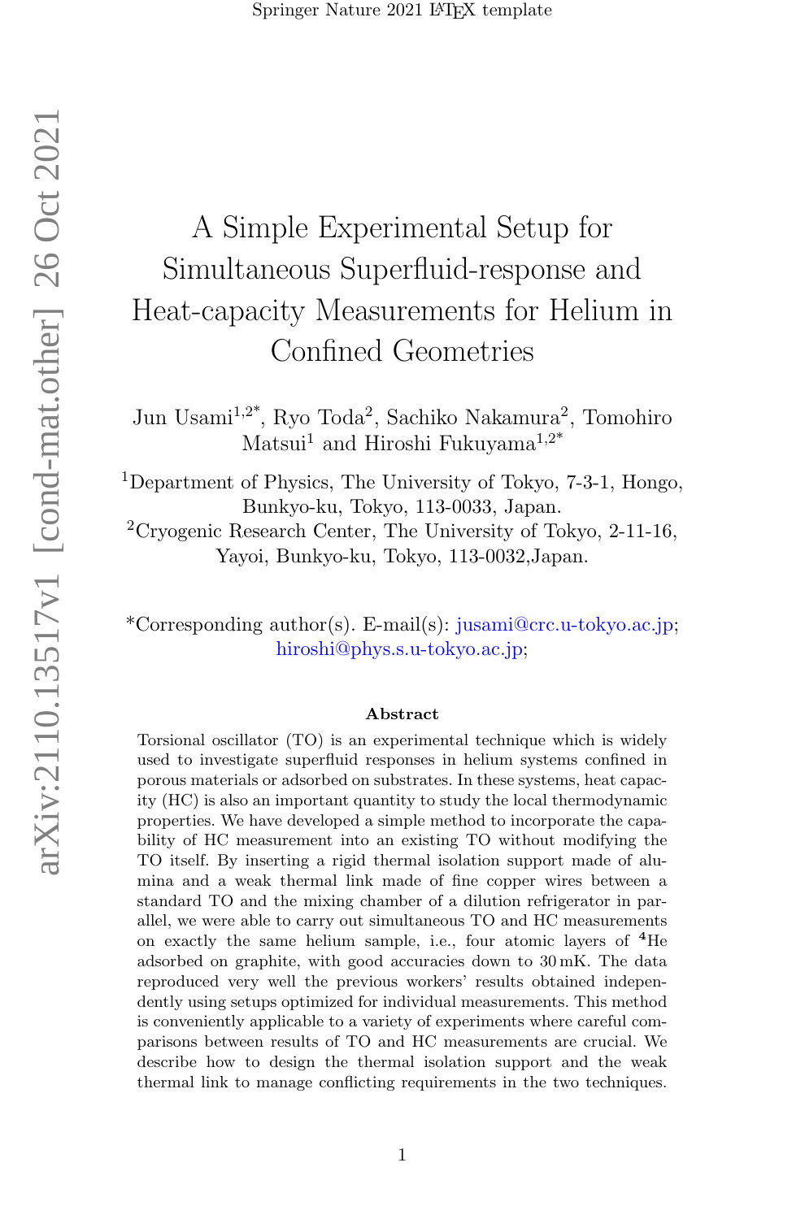# A Simple Experimental Setup for Simultaneous Superfluid-response and Heat-capacity Measurements for Helium in Confined Geometries

Jun Usami[1,2*], Ryo Toda[2], Sachiko Nakamura[2], Tomohiro Matsui[1] and Hiroshi Fukuyama[1,2*]

[1]Department of Physics, The University of Tokyo, 7-3-1, Hongo, Bunkyo-ku, Tokyo, 113-0033, Japan.

[2]Cryogenic Research Center, The University of Tokyo, 2-11-16, Yayoi, Bunkyo-ku, Tokyo, 113-0032,Japan.

*Corresponding author(s). E-mail(s): jusami@crc.u-tokyo.ac.jp; hiroshi@phys.s.u-tokyo.ac.jp;

### Abstract

Torsional oscillator (TO) is an experimental technique which is widely used to investigate superfluid responses in helium systems confined in porous materials or adsorbed on substrates. In these systems, heat capacity (HC) is also an important quantity to study the local thermodynamic properties. We have developed a simple method to incorporate the capability of HC measurement into an existing TO without modifying the TO itself. By inserting a rigid thermal isolation support made of alumina and a weak thermal link made of fine copper wires between a standard TO and the mixing chamber of a dilution refrigerator in parallel, we were able to carry out simultaneous TO and HC measurements on exactly the same helium sample, i.e., four atomic layers of $^4$He adsorbed on graphite, with good accuracies down to 30 mK. The data reproduced very well the previous workers' results obtained independently using setups optimized for individual measurements. This method is conveniently applicable to a variety of experiments where careful comparisons between results of TO and HC measurements are crucial. We describe how to design the thermal isolation support and the weak thermal link to manage conflicting requirements in the two techniques.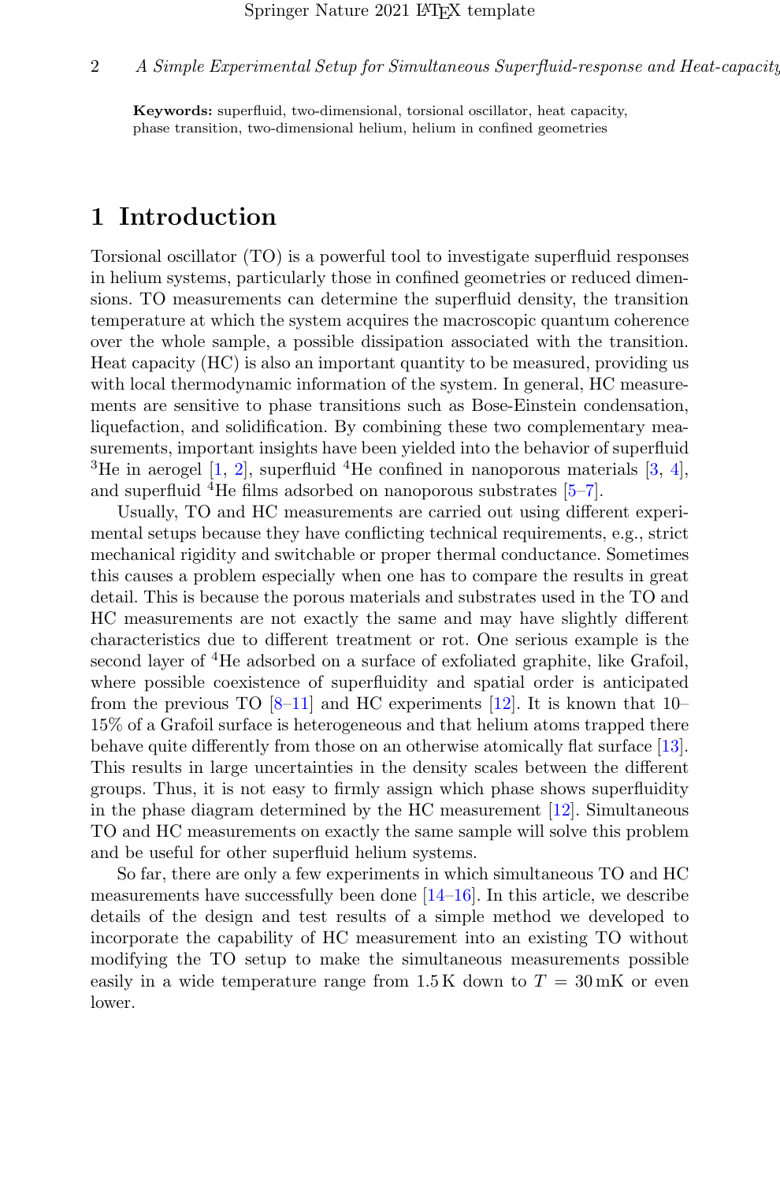**Keywords:** superfluid, two-dimensional, torsional oscillator, heat capacity, phase transition, two-dimensional helium, helium in confined geometries

# 1 Introduction

Torsional oscillator (TO) is a powerful tool to investigate superfluid responses in helium systems, particularly those in confined geometries or reduced dimensions. TO measurements can determine the superfluid density, the transition temperature at which the system acquires the macroscopic quantum coherence over the whole sample, a possible dissipation associated with the transition. Heat capacity (HC) is also an important quantity to be measured, providing us with local thermodynamic information of the system. In general, HC measurements are sensitive to phase transitions such as Bose-Einstein condensation, liquefaction, and solidification. By combining these two complementary measurements, important insights have been yielded into the behavior of superfluid $^3$He in aerogel [1, 2], superfluid $^4$He confined in nanoporous materials [3, 4], and superfluid $^4$He films adsorbed on nanoporous substrates [5–7].

Usually, TO and HC measurements are carried out using different experimental setups because they have conflicting technical requirements, e.g., strict mechanical rigidity and switchable or proper thermal conductance. Sometimes this causes a problem especially when one has to compare the results in great detail. This is because the porous materials and substrates used in the TO and HC measurements are not exactly the same and may have slightly different characteristics due to different treatment or rot. One serious example is the second layer of $^4$He adsorbed on a surface of exfoliated graphite, like Grafoil, where possible coexistence of superfluidity and spatial order is anticipated from the previous TO [8–11] and HC experiments [12]. It is known that 10–15% of a Grafoil surface is heterogeneous and that helium atoms trapped there behave quite differently from those on an otherwise atomically flat surface [13]. This results in large uncertainties in the density scales between the different groups. Thus, it is not easy to firmly assign which phase shows superfluidity in the phase diagram determined by the HC measurement [12]. Simultaneous TO and HC measurements on exactly the same sample will solve this problem and be useful for other superfluid helium systems.

So far, there are only a few experiments in which simultaneous TO and HC measurements have successfully been done [14–16]. In this article, we describe details of the design and test results of a simple method we developed to incorporate the capability of HC measurement into an existing TO without modifying the TO setup to make the simultaneous measurements possible easily in a wide temperature range from 1.5 K down to $T$ = 30 mK or even lower.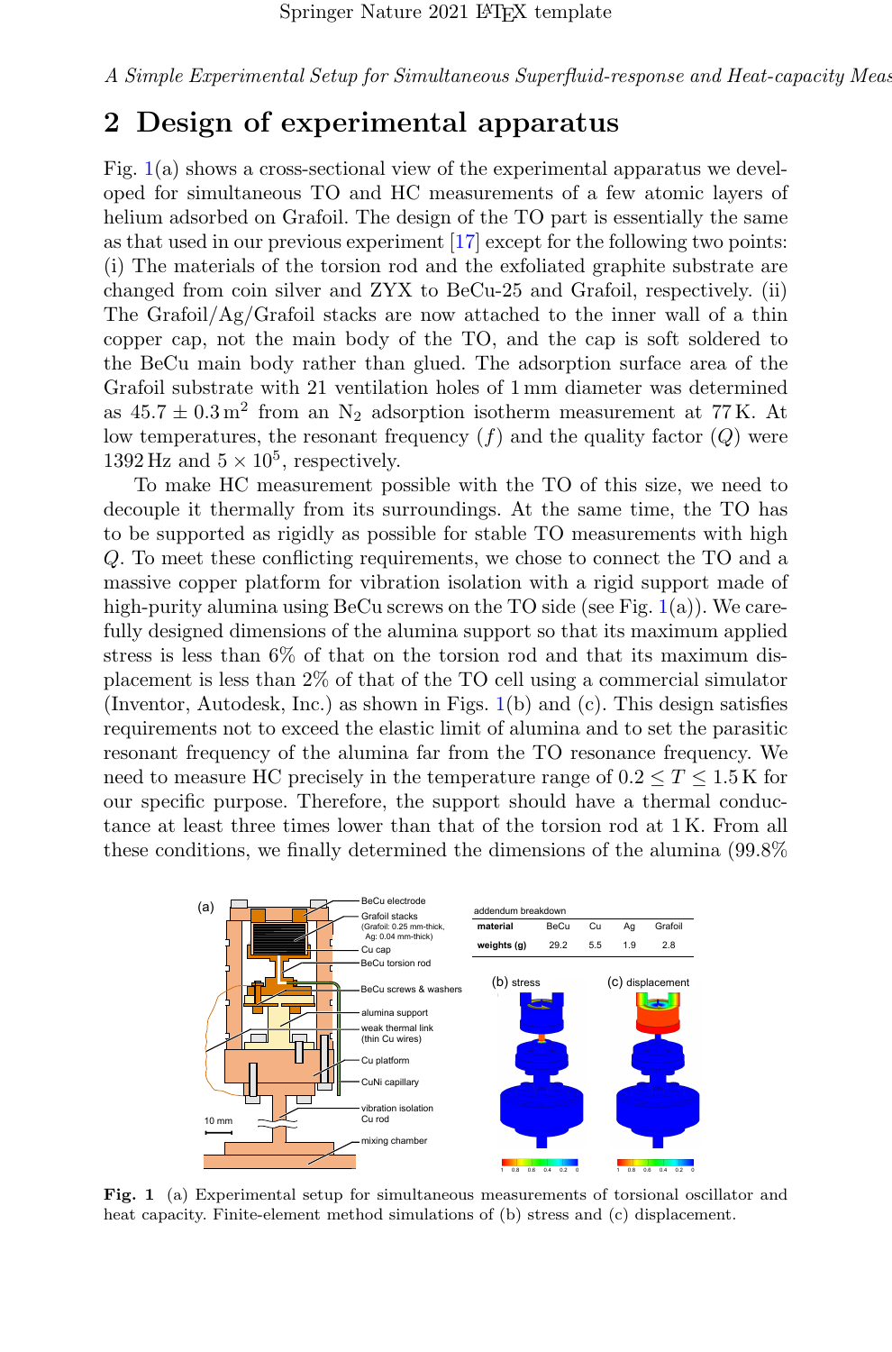## 2 Design of experimental apparatus

Fig. 1(a) shows a cross-sectional view of the experimental apparatus we developed for simultaneous TO and HC measurements of a few atomic layers of helium adsorbed on Grafoil. The design of the TO part is essentially the same as that used in our previous experiment [17] except for the following two points: (i) The materials of the torsion rod and the exfoliated graphite substrate are changed from coin silver and ZYX to BeCu-25 and Grafoil, respectively. (ii) The Grafoil/Ag/Grafoil stacks are now attached to the inner wall of a thin copper cap, not the main body of the TO, and the cap is soft soldered to the BeCu main body rather than glued. The adsorption surface area of the Grafoil substrate with 21 ventilation holes of 1 mm diameter was determined as $45.7 \pm 0.3\,\mathrm{m}^2$ from an $N_2$ adsorption isotherm measurement at 77 K. At low temperatures, the resonant frequency ($f$) and the quality factor ($Q$) were 1392 Hz and $5 \times 10^5$, respectively.

To make HC measurement possible with the TO of this size, we need to decouple it thermally from its surroundings. At the same time, the TO has to be supported as rigidly as possible for stable TO measurements with high $Q$. To meet these conflicting requirements, we chose to connect the TO and a massive copper platform for vibration isolation with a rigid support made of high-purity alumina using BeCu screws on the TO side (see Fig. 1(a)). We carefully designed dimensions of the alumina support so that its maximum applied stress is less than 6% of that on the torsion rod and that its maximum displacement is less than 2% of that of the TO cell using a commercial simulator (Inventor, Autodesk, Inc.) as shown in Figs. 1(b) and (c). This design satisfies requirements not to exceed the elastic limit of alumina and to set the parasitic resonant frequency of the alumina far from the TO resonance frequency. We need to measure HC precisely in the temperature range of $0.2 \leq T \leq 1.5$ K for our specific purpose. Therefore, the support should have a thermal conductance at least three times lower than that of the torsion rod at 1 K. From all these conditions, we finally determined the dimensions of the alumina (99.8%

addendum breakdown

| material | BeCu | Cu | Ag | Grafoil |
|---|---|---|---|---|
| weights (g) | 29.2 | 5.5 | 1.9 | 2.8 |

**Fig. 1** (a) Experimental setup for simultaneous measurements of torsional oscillator and heat capacity. Finite-element method simulations of (b) stress and (c) displacement.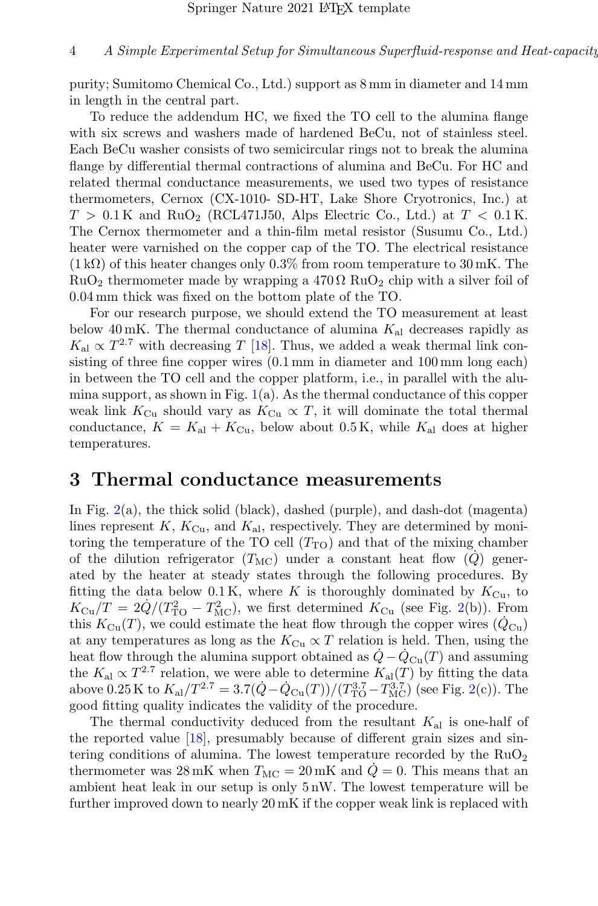purity; Sumitomo Chemical Co., Ltd.) support as 8 mm in diameter and 14 mm in length in the central part.

To reduce the addendum HC, we fixed the TO cell to the alumina flange with six screws and washers made of hardened BeCu, not of stainless steel. Each BeCu washer consists of two semicircular rings not to break the alumina flange by differential thermal contractions of alumina and BeCu. For HC and related thermal conductance measurements, we used two types of resistance thermometers, Cernox (CX-1010- SD-HT, Lake Shore Cryotronics, Inc.) at $T > 0.1$ K and $RuO_2$ (RCL471J50, Alps Electric Co., Ltd.) at $T < 0.1$ K. The Cernox thermometer and a thin-film metal resistor (Susumu Co., Ltd.) heater were varnished on the copper cap of the TO. The electrical resistance (1 kΩ) of this heater changes only 0.3% from room temperature to 30 mK. The $RuO_2$ thermometer made by wrapping a 470 Ω $RuO_2$ chip with a silver foil of 0.04 mm thick was fixed on the bottom plate of the TO.

For our research purpose, we should extend the TO measurement at least below 40 mK. The thermal conductance of alumina $K_{\mathrm{al}}$ decreases rapidly as $K_{\mathrm{al}} \propto T^{2.7}$ with decreasing $T$ [18]. Thus, we added a weak thermal link consisting of three fine copper wires (0.1 mm in diameter and 100 mm long each) in between the TO cell and the copper platform, i.e., in parallel with the alumina support, as shown in Fig. 1(a). As the thermal conductance of this copper weak link $K_{\mathrm{Cu}}$ should vary as $K_{\mathrm{Cu}} \propto T$, it will dominate the total thermal conductance, $K = K_{\mathrm{al}} + K_{\mathrm{Cu}}$, below about 0.5 K, while $K_{\mathrm{al}}$ does at higher temperatures.

## 3 Thermal conductance measurements

In Fig. 2(a), the thick solid (black), dashed (purple), and dash-dot (magenta) lines represent $K$, $K_{\mathrm{Cu}}$, and $K_{\mathrm{al}}$, respectively. They are determined by monitoring the temperature of the TO cell ($T_{\mathrm{TO}}$) and that of the mixing chamber of the dilution refrigerator ($T_{\mathrm{MC}}$) under a constant heat flow ($\dot{Q}$) generated by the heater at steady states through the following procedures. By fitting the data below 0.1 K, where $K$ is thoroughly dominated by $K_{\mathrm{Cu}}$, to $K_{\mathrm{Cu}}/T = 2\dot{Q}/(T_{\mathrm{TO}}^2 - T_{\mathrm{MC}}^2)$, we first determined $K_{\mathrm{Cu}}$ (see Fig. 2(b)). From this $K_{\mathrm{Cu}}(T)$, we could estimate the heat flow through the copper wires ($\dot{Q}_{\mathrm{Cu}}$) at any temperatures as long as the $K_{\mathrm{Cu}} \propto T$ relation is held. Then, using the heat flow through the alumina support obtained as $\dot{Q} - \dot{Q}_{\mathrm{Cu}}(T)$ and assuming the $K_{\mathrm{al}} \propto T^{2.7}$ relation, we were able to determine $K_{\mathrm{al}}(T)$ by fitting the data above 0.25 K to $K_{\mathrm{al}}/T^{2.7} = 3.7(\dot{Q} - \dot{Q}_{\mathrm{Cu}}(T))/(T_{\mathrm{TO}}^{3.7} - T_{\mathrm{MC}}^{3.7})$ (see Fig. 2(c)). The good fitting quality indicates the validity of the procedure.

The thermal conductivity deduced from the resultant $K_{\mathrm{al}}$ is one-half of the reported value [18], presumably because of different grain sizes and sintering conditions of alumina. The lowest temperature recorded by the $RuO_2$ thermometer was 28 mK when $T_{\mathrm{MC}} = 20$ mK and $\dot{Q} = 0$. This means that an ambient heat leak in our setup is only 5 nW. The lowest temperature will be further improved down to nearly 20 mK if the copper weak link is replaced with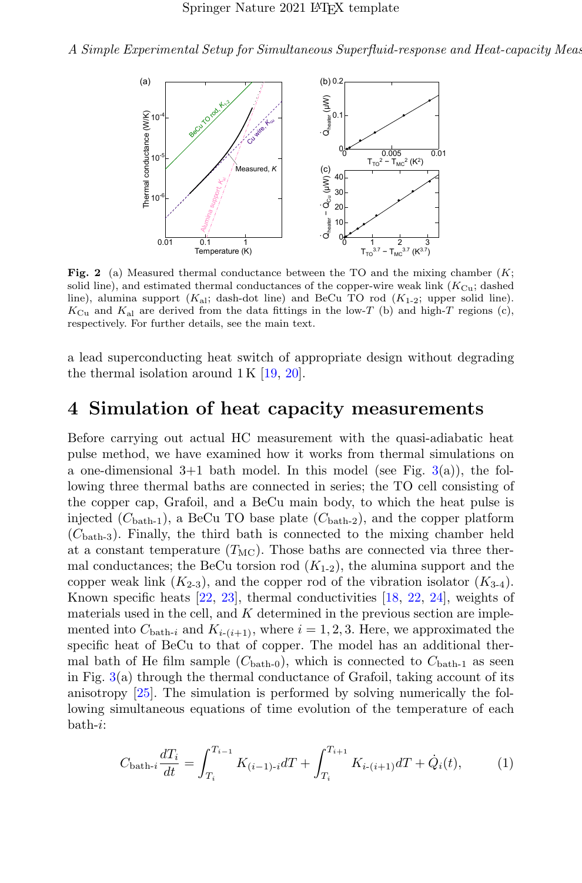**Fig. 2** (a) Measured thermal conductance between the TO and the mixing chamber ($K$; solid line), and estimated thermal conductances of the copper-wire weak link ($K_{\mathrm{Cu}}$; dashed line), alumina support ($K_{\mathrm{al}}$; dash-dot line) and BeCu TO rod ($K_{1\text{-}2}$; upper solid line). $K_{\mathrm{Cu}}$ and $K_{\mathrm{al}}$ are derived from the data fittings in the low-$T$ (b) and high-$T$ regions (c), respectively. For further details, see the main text.

a lead superconducting heat switch of appropriate design without degrading the thermal isolation around 1 K [19, 20].

# 4 Simulation of heat capacity measurements

Before carrying out actual HC measurement with the quasi-adiabatic heat pulse method, we have examined how it works from thermal simulations on a one-dimensional 3+1 bath model. In this model (see Fig. 3(a)), the following three thermal baths are connected in series; the TO cell consisting of the copper cap, Grafoil, and a BeCu main body, to which the heat pulse is injected ($C_{\text{bath-1}}$), a BeCu TO base plate ($C_{\text{bath-2}}$), and the copper platform ($C_{\text{bath-3}}$). Finally, the third bath is connected to the mixing chamber held at a constant temperature ($T_{\mathrm{MC}}$). Those baths are connected via three thermal conductances; the BeCu torsion rod ($K_{1\text{-}2}$), the alumina support and the copper weak link ($K_{2\text{-}3}$), and the copper rod of the vibration isolator ($K_{3\text{-}4}$). Known specific heats [22, 23], thermal conductivities [18, 22, 24], weights of materials used in the cell, and $K$ determined in the previous section are implemented into $C_{\text{bath-}i}$ and $K_{i\text{-}(i+1)}$, where $i = 1, 2, 3$. Here, we approximated the specific heat of BeCu to that of copper. The model has an additional thermal bath of He film sample ($C_{\text{bath-0}}$), which is connected to $C_{\text{bath-1}}$ as seen in Fig. 3(a) through the thermal conductance of Grafoil, taking account of its anisotropy [25]. The simulation is performed by solving numerically the following simultaneous equations of time evolution of the temperature of each bath-$i$:

$$C_{\text{bath-}i}\frac{dT_i}{dt} = \int_{T_i}^{T_{i-1}} K_{(i-1)\text{-}i}\,dT + \int_{T_i}^{T_{i+1}} K_{i\text{-}(i+1)}\,dT + \dot{Q}_i(t), \tag{1}$$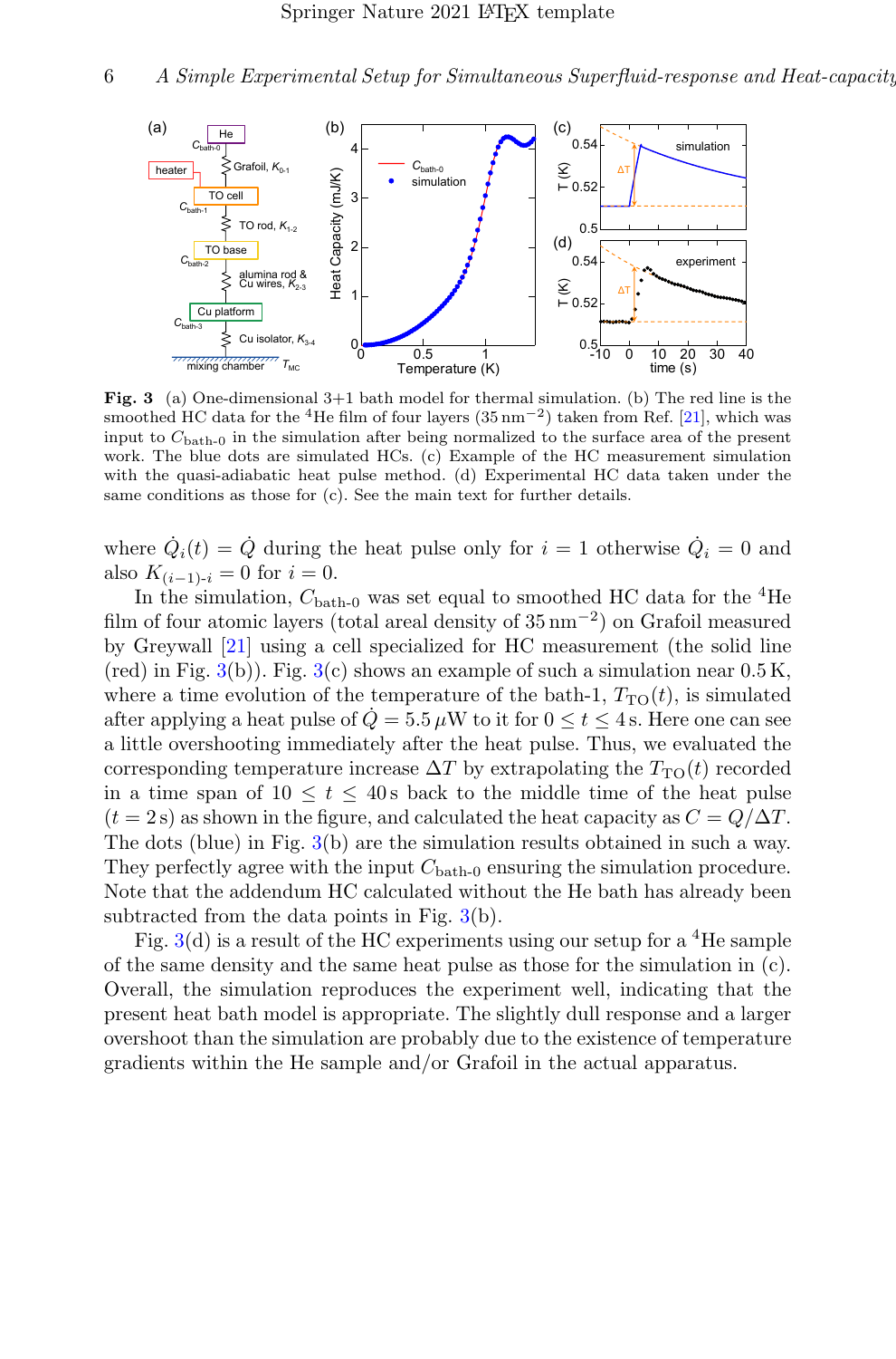**Fig. 3** (a) One-dimensional 3+1 bath model for thermal simulation. (b) The red line is the smoothed HC data for the $^4$He film of four layers (35 nm$^{-2}$) taken from Ref. [21], which was input to $C_{\text{bath-0}}$ in the simulation after being normalized to the surface area of the present work. The blue dots are simulated HCs. (c) Example of the HC measurement simulation with the quasi-adiabatic heat pulse method. (d) Experimental HC data taken under the same conditions as those for (c). See the main text for further details.

where $\dot{Q}_i(t) = \dot{Q}$ during the heat pulse only for $i = 1$ otherwise $\dot{Q}_i = 0$ and also $K_{(i-1)\text{-}i} = 0$ for $i = 0$.

In the simulation, $C_{\text{bath-0}}$ was set equal to smoothed HC data for the $^4$He film of four atomic layers (total areal density of 35 nm$^{-2}$) on Grafoil measured by Greywall [21] using a cell specialized for HC measurement (the solid line (red) in Fig. 3(b)). Fig. 3(c) shows an example of such a simulation near 0.5 K, where a time evolution of the temperature of the bath-1, $T_{\text{TO}}(t)$, is simulated after applying a heat pulse of $\dot{Q} = 5.5\,\mu$W to it for $0 \leq t \leq 4$ s. Here one can see a little overshooting immediately after the heat pulse. Thus, we evaluated the corresponding temperature increase $\Delta T$ by extrapolating the $T_{\text{TO}}(t)$ recorded in a time span of $10 \leq t \leq 40$ s back to the middle time of the heat pulse ($t = 2$ s) as shown in the figure, and calculated the heat capacity as $C = Q/\Delta T$. The dots (blue) in Fig. 3(b) are the simulation results obtained in such a way. They perfectly agree with the input $C_{\text{bath-0}}$ ensuring the simulation procedure. Note that the addendum HC calculated without the He bath has already been subtracted from the data points in Fig. 3(b).

Fig. 3(d) is a result of the HC experiments using our setup for a $^4$He sample of the same density and the same heat pulse as those for the simulation in (c). Overall, the simulation reproduces the experiment well, indicating that the present heat bath model is appropriate. The slightly dull response and a larger overshoot than the simulation are probably due to the existence of temperature gradients within the He sample and/or Grafoil in the actual apparatus.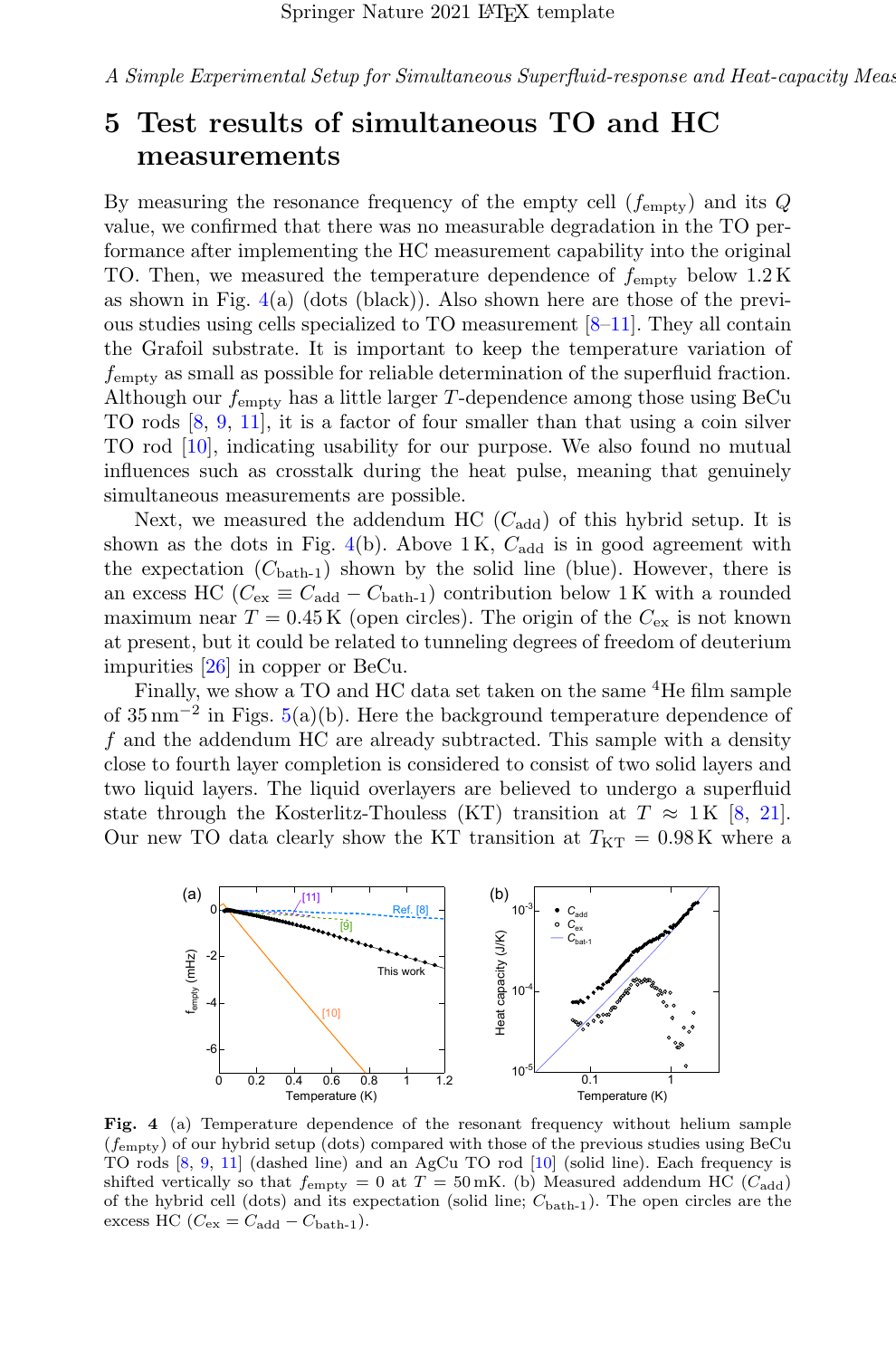## 5 Test results of simultaneous TO and HC measurements

By measuring the resonance frequency of the empty cell ($f_{\text{empty}}$) and its $Q$ value, we confirmed that there was no measurable degradation in the TO performance after implementing the HC measurement capability into the original TO. Then, we measured the temperature dependence of $f_{\text{empty}}$ below 1.2 K as shown in Fig. 4(a) (dots (black)). Also shown here are those of the previous studies using cells specialized to TO measurement [8–11]. They all contain the Grafoil substrate. It is important to keep the temperature variation of $f_{\text{empty}}$ as small as possible for reliable determination of the superfluid fraction. Although our $f_{\text{empty}}$ has a little larger $T$-dependence among those using BeCu TO rods [8, 9, 11], it is a factor of four smaller than that using a coin silver TO rod [10], indicating usability for our purpose. We also found no mutual influences such as crosstalk during the heat pulse, meaning that genuinely simultaneous measurements are possible.

Next, we measured the addendum HC ($C_{\text{add}}$) of this hybrid setup. It is shown as the dots in Fig. 4(b). Above 1 K, $C_{\text{add}}$ is in good agreement with the expectation ($C_{\text{bath-1}}$) shown by the solid line (blue). However, there is an excess HC ($C_{\text{ex}} \equiv C_{\text{add}} - C_{\text{bath-1}}$) contribution below 1 K with a rounded maximum near $T = 0.45$ K (open circles). The origin of the $C_{\text{ex}}$ is not known at present, but it could be related to tunneling degrees of freedom of deuterium impurities [26] in copper or BeCu.

Finally, we show a TO and HC data set taken on the same $^4$He film sample of 35 nm$^{-2}$ in Figs. 5(a)(b). Here the background temperature dependence of $f$ and the addendum HC are already subtracted. This sample with a density close to fourth layer completion is considered to consist of two solid layers and two liquid layers. The liquid overlayers are believed to undergo a superfluid state through the Kosterlitz-Thouless (KT) transition at $T \approx 1$ K [8, 21]. Our new TO data clearly show the KT transition at $T_{\text{KT}} = 0.98$ K where a

**Fig. 4** (a) Temperature dependence of the resonant frequency without helium sample ($f_{\text{empty}}$) of our hybrid setup (dots) compared with those of the previous studies using BeCu TO rods [8, 9, 11] (dashed line) and an AgCu TO rod [10] (solid line). Each frequency is shifted vertically so that $f_{\text{empty}} = 0$ at $T = 50$ mK. (b) Measured addendum HC ($C_{\text{add}}$) of the hybrid cell (dots) and its expectation (solid line; $C_{\text{bath-1}}$). The open circles are the excess HC ($C_{\text{ex}} = C_{\text{add}} - C_{\text{bath-1}}$).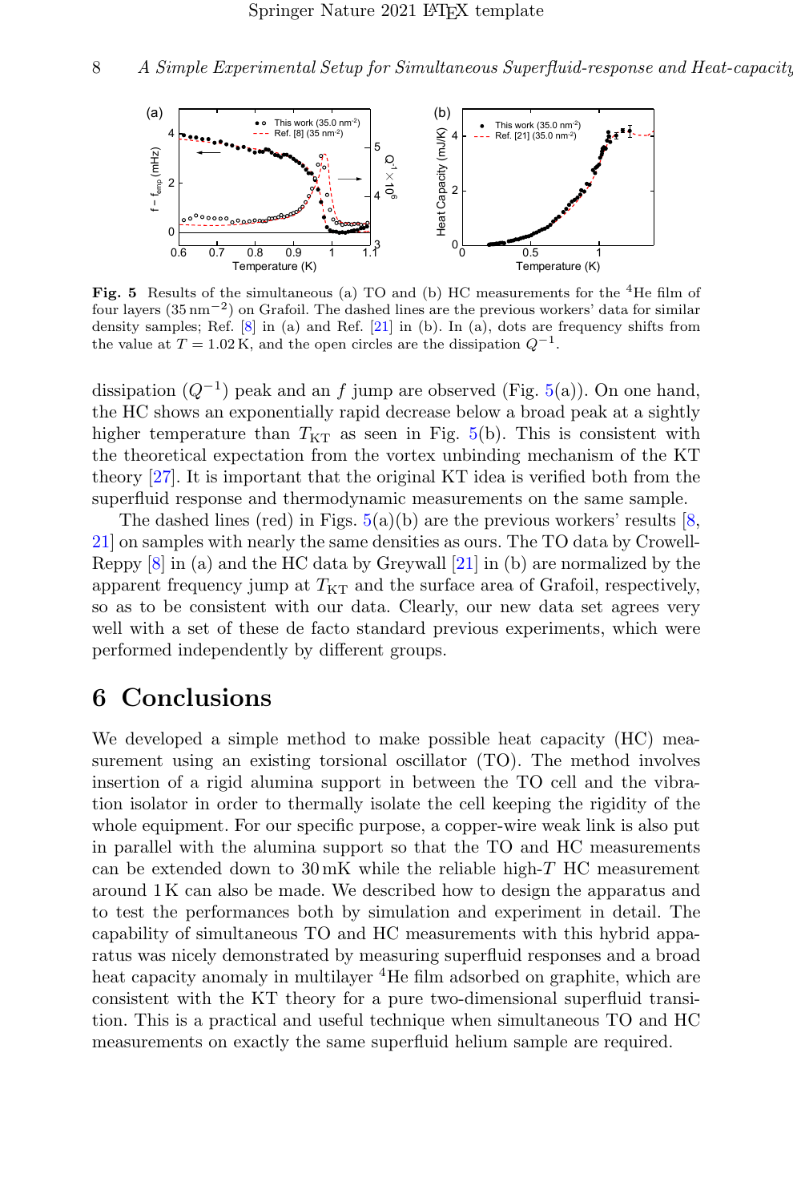**Fig. 5** Results of the simultaneous (a) TO and (b) HC measurements for the $^4$He film of four layers ($35\,\mathrm{nm}^{-2}$) on Grafoil. The dashed lines are the previous workers' data for similar density samples; Ref. [8] in (a) and Ref. [21] in (b). In (a), dots are frequency shifts from the value at $T = 1.02\,\mathrm{K}$, and the open circles are the dissipation $Q^{-1}$.

dissipation ($Q^{-1}$) peak and an $f$ jump are observed (Fig. 5(a)). On one hand, the HC shows an exponentially rapid decrease below a broad peak at a sightly higher temperature than $T_{\mathrm{KT}}$ as seen in Fig. 5(b). This is consistent with the theoretical expectation from the vortex unbinding mechanism of the KT theory [27]. It is important that the original KT idea is verified both from the superfluid response and thermodynamic measurements on the same sample.

The dashed lines (red) in Figs. 5(a)(b) are the previous workers' results [8, 21] on samples with nearly the same densities as ours. The TO data by Crowell-Reppy [8] in (a) and the HC data by Greywall [21] in (b) are normalized by the apparent frequency jump at $T_{\mathrm{KT}}$ and the surface area of Grafoil, respectively, so as to be consistent with our data. Clearly, our new data set agrees very well with a set of these de facto standard previous experiments, which were performed independently by different groups.

# 6 Conclusions

We developed a simple method to make possible heat capacity (HC) measurement using an existing torsional oscillator (TO). The method involves insertion of a rigid alumina support in between the TO cell and the vibration isolator in order to thermally isolate the cell keeping the rigidity of the whole equipment. For our specific purpose, a copper-wire weak link is also put in parallel with the alumina support so that the TO and HC measurements can be extended down to $30\,\mathrm{mK}$ while the reliable high-$T$ HC measurement around $1\,\mathrm{K}$ can also be made. We described how to design the apparatus and to test the performances both by simulation and experiment in detail. The capability of simultaneous TO and HC measurements with this hybrid apparatus was nicely demonstrated by measuring superfluid responses and a broad heat capacity anomaly in multilayer $^4$He film adsorbed on graphite, which are consistent with the KT theory for a pure two-dimensional superfluid transition. This is a practical and useful technique when simultaneous TO and HC measurements on exactly the same superfluid helium sample are required.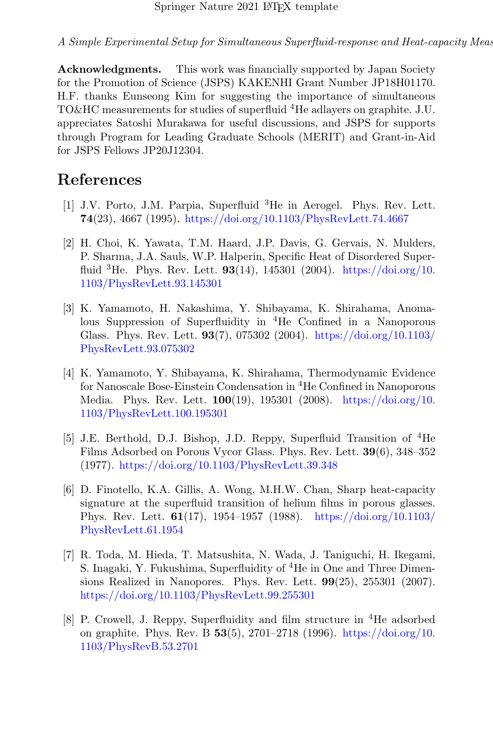**Acknowledgments.** This work was financially supported by Japan Society for the Promotion of Science (JSPS) KAKENHI Grant Number JP18H01170. H.F. thanks Eunseong Kim for suggesting the importance of simultaneous TO&HC measurements for studies of superfluid $^4$He adlayers on graphite. J.U. appreciates Satoshi Murakawa for useful discussions, and JSPS for supports through Program for Leading Graduate Schools (MERIT) and Grant-in-Aid for JSPS Fellows JP20J12304.

## References

[1] J.V. Porto, J.M. Parpia, Superfluid $^3$He in Aerogel. Phys. Rev. Lett. **74**(23), 4667 (1995). https://doi.org/10.1103/PhysRevLett.74.4667

[2] H. Choi, K. Yawata, T.M. Haard, J.P. Davis, G. Gervais, N. Mulders, P. Sharma, J.A. Sauls, W.P. Halperin, Specific Heat of Disordered Superfluid $^3$He. Phys. Rev. Lett. **93**(14), 145301 (2004). https://doi.org/10.1103/PhysRevLett.93.145301

[3] K. Yamamoto, H. Nakashima, Y. Shibayama, K. Shirahama, Anomalous Suppression of Superfluidity in $^4$He Confined in a Nanoporous Glass. Phys. Rev. Lett. **93**(7), 075302 (2004). https://doi.org/10.1103/PhysRevLett.93.075302

[4] K. Yamamoto, Y. Shibayama, K. Shirahama, Thermodynamic Evidence for Nanoscale Bose-Einstein Condensation in $^4$He Confined in Nanoporous Media. Phys. Rev. Lett. **100**(19), 195301 (2008). https://doi.org/10.1103/PhysRevLett.100.195301

[5] J.E. Berthold, D.J. Bishop, J.D. Reppy, Superfluid Transition of $^4$He Films Adsorbed on Porous Vycor Glass. Phys. Rev. Lett. **39**(6), 348–352 (1977). https://doi.org/10.1103/PhysRevLett.39.348

[6] D. Finotello, K.A. Gillis, A. Wong, M.H.W. Chan, Sharp heat-capacity signature at the superfluid transition of helium films in porous glasses. Phys. Rev. Lett. **61**(17), 1954–1957 (1988). https://doi.org/10.1103/PhysRevLett.61.1954

[7] R. Toda, M. Hieda, T. Matsushita, N. Wada, J. Taniguchi, H. Ikegami, S. Inagaki, Y. Fukushima, Superfluidity of $^4$He in One and Three Dimensions Realized in Nanopores. Phys. Rev. Lett. **99**(25), 255301 (2007). https://doi.org/10.1103/PhysRevLett.99.255301

[8] P. Crowell, J. Reppy, Superfluidity and film structure in $^4$He adsorbed on graphite. Phys. Rev. B **53**(5), 2701–2718 (1996). https://doi.org/10.1103/PhysRevB.53.2701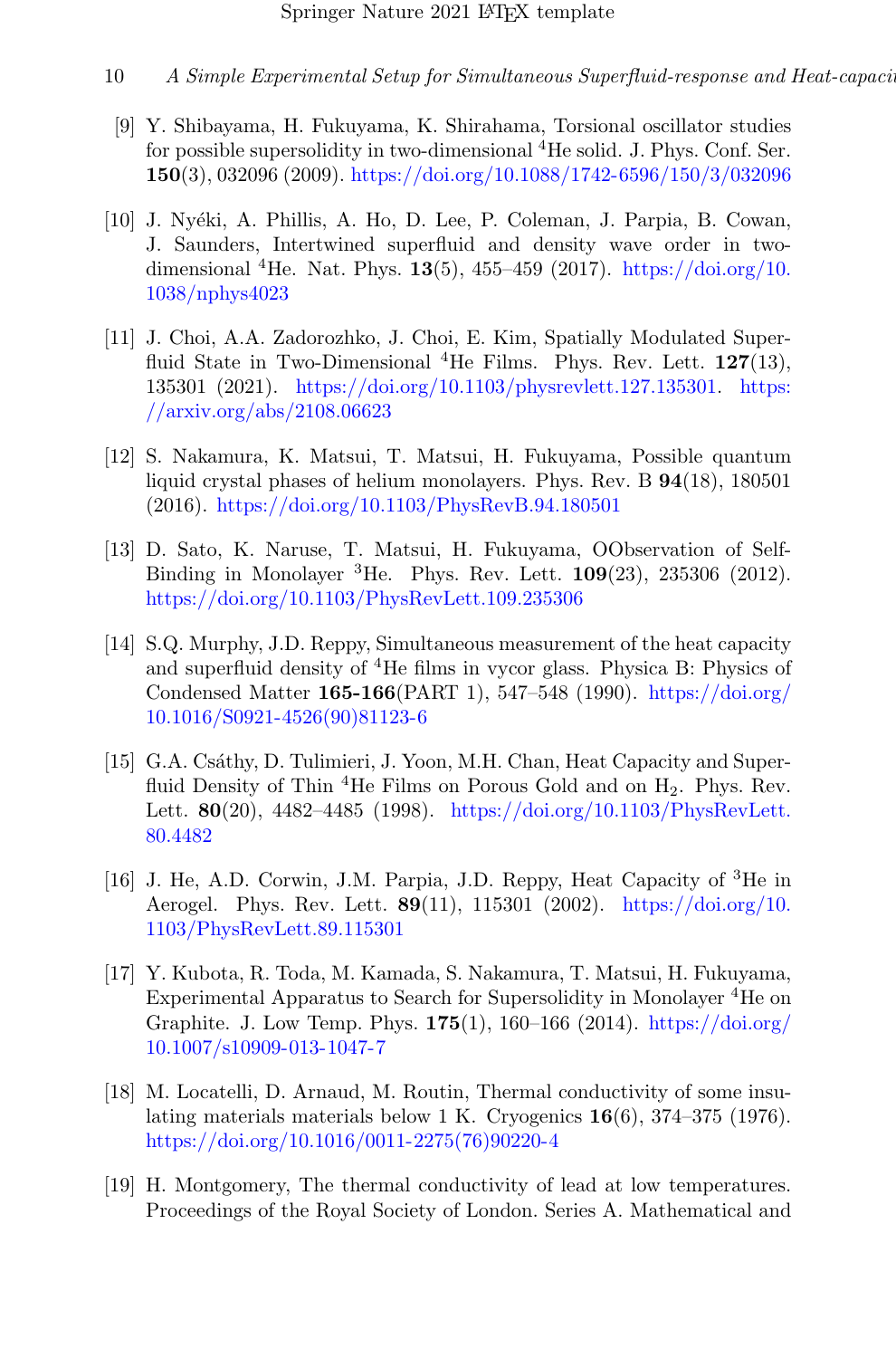[9] Y. Shibayama, H. Fukuyama, K. Shirahama, Torsional oscillator studies for possible supersolidity in two-dimensional $^4$He solid. J. Phys. Conf. Ser. **150**(3), 032096 (2009). https://doi.org/10.1088/1742-6596/150/3/032096

[10] J. Nyéki, A. Phillis, A. Ho, D. Lee, P. Coleman, J. Parpia, B. Cowan, J. Saunders, Intertwined superfluid and density wave order in two-dimensional $^4$He. Nat. Phys. **13**(5), 455–459 (2017). https://doi.org/10.1038/nphys4023

[11] J. Choi, A.A. Zadorozhko, J. Choi, E. Kim, Spatially Modulated Superfluid State in Two-Dimensional $^4$He Films. Phys. Rev. Lett. **127**(13), 135301 (2021). https://doi.org/10.1103/physrevlett.127.135301. https://arxiv.org/abs/2108.06623

[12] S. Nakamura, K. Matsui, T. Matsui, H. Fukuyama, Possible quantum liquid crystal phases of helium monolayers. Phys. Rev. B **94**(18), 180501 (2016). https://doi.org/10.1103/PhysRevB.94.180501

[13] D. Sato, K. Naruse, T. Matsui, H. Fukuyama, OObservation of Self-Binding in Monolayer $^3$He. Phys. Rev. Lett. **109**(23), 235306 (2012). https://doi.org/10.1103/PhysRevLett.109.235306

[14] S.Q. Murphy, J.D. Reppy, Simultaneous measurement of the heat capacity and superfluid density of $^4$He films in vycor glass. Physica B: Physics of Condensed Matter **165-166**(PART 1), 547–548 (1990). https://doi.org/10.1016/S0921-4526(90)81123-6

[15] G.A. Csáthy, D. Tulimieri, J. Yoon, M.H. Chan, Heat Capacity and Superfluid Density of Thin $^4$He Films on Porous Gold and on $H_2$. Phys. Rev. Lett. **80**(20), 4482–4485 (1998). https://doi.org/10.1103/PhysRevLett.80.4482

[16] J. He, A.D. Corwin, J.M. Parpia, J.D. Reppy, Heat Capacity of $^3$He in Aerogel. Phys. Rev. Lett. **89**(11), 115301 (2002). https://doi.org/10.1103/PhysRevLett.89.115301

[17] Y. Kubota, R. Toda, M. Kamada, S. Nakamura, T. Matsui, H. Fukuyama, Experimental Apparatus to Search for Supersolidity in Monolayer $^4$He on Graphite. J. Low Temp. Phys. **175**(1), 160–166 (2014). https://doi.org/10.1007/s10909-013-1047-7

[18] M. Locatelli, D. Arnaud, M. Routin, Thermal conductivity of some insulating materials materials below 1 K. Cryogenics **16**(6), 374–375 (1976). https://doi.org/10.1016/0011-2275(76)90220-4

[19] H. Montgomery, The thermal conductivity of lead at low temperatures. Proceedings of the Royal Society of London. Series A. Mathematical and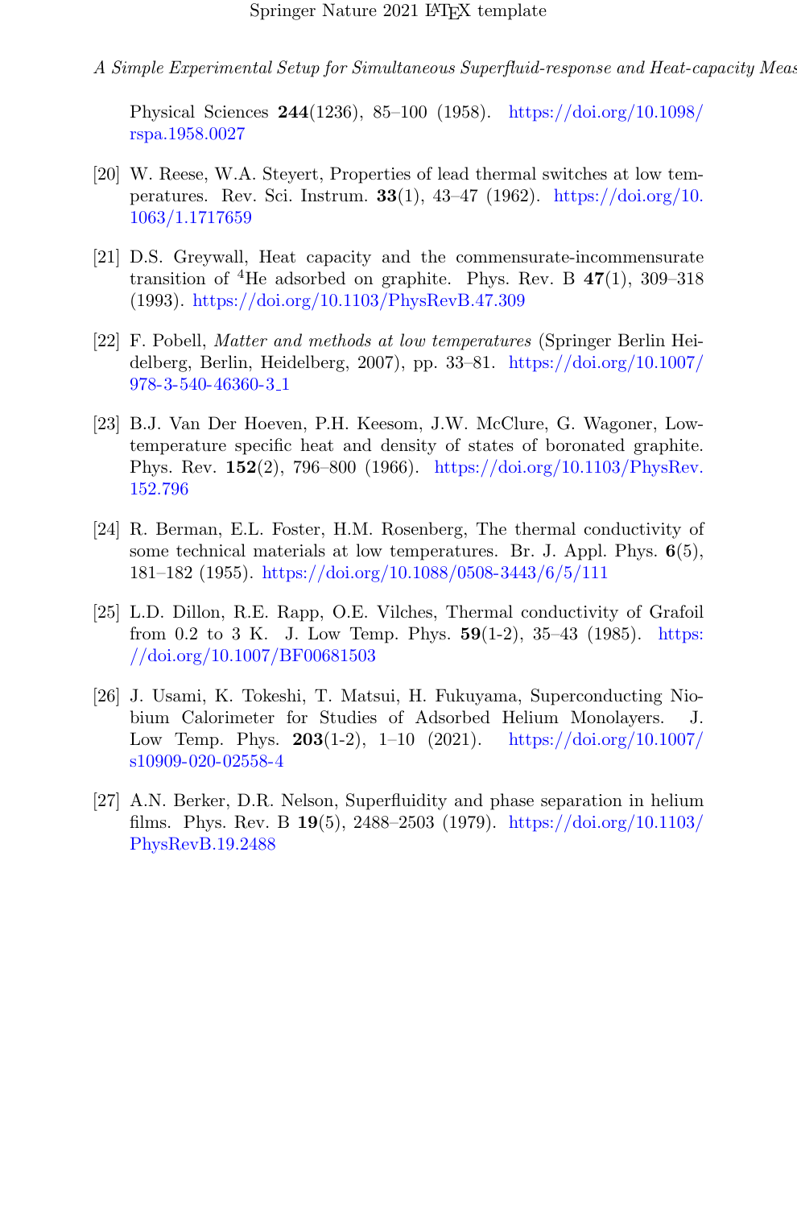Physical Sciences **244**(1236), 85–100 (1958). https://doi.org/10.1098/rspa.1958.0027

[20] W. Reese, W.A. Steyert, Properties of lead thermal switches at low temperatures. Rev. Sci. Instrum. **33**(1), 43–47 (1962). https://doi.org/10.1063/1.1717659

[21] D.S. Greywall, Heat capacity and the commensurate-incommensurate transition of $^4$He adsorbed on graphite. Phys. Rev. B **47**(1), 309–318 (1993). https://doi.org/10.1103/PhysRevB.47.309

[22] F. Pobell, *Matter and methods at low temperatures* (Springer Berlin Heidelberg, Berlin, Heidelberg, 2007), pp. 33–81. https://doi.org/10.1007/978-3-540-46360-3_1

[23] B.J. Van Der Hoeven, P.H. Keesom, J.W. McClure, G. Wagoner, Low-temperature specific heat and density of states of boronated graphite. Phys. Rev. **152**(2), 796–800 (1966). https://doi.org/10.1103/PhysRev.152.796

[24] R. Berman, E.L. Foster, H.M. Rosenberg, The thermal conductivity of some technical materials at low temperatures. Br. J. Appl. Phys. **6**(5), 181–182 (1955). https://doi.org/10.1088/0508-3443/6/5/111

[25] L.D. Dillon, R.E. Rapp, O.E. Vilches, Thermal conductivity of Grafoil from 0.2 to 3 K. J. Low Temp. Phys. **59**(1-2), 35–43 (1985). https://doi.org/10.1007/BF00681503

[26] J. Usami, K. Tokeshi, T. Matsui, H. Fukuyama, Superconducting Niobium Calorimeter for Studies of Adsorbed Helium Monolayers. J. Low Temp. Phys. **203**(1-2), 1–10 (2021). https://doi.org/10.1007/s10909-020-02558-4

[27] A.N. Berker, D.R. Nelson, Superfluidity and phase separation in helium films. Phys. Rev. B **19**(5), 2488–2503 (1979). https://doi.org/10.1103/PhysRevB.19.2488